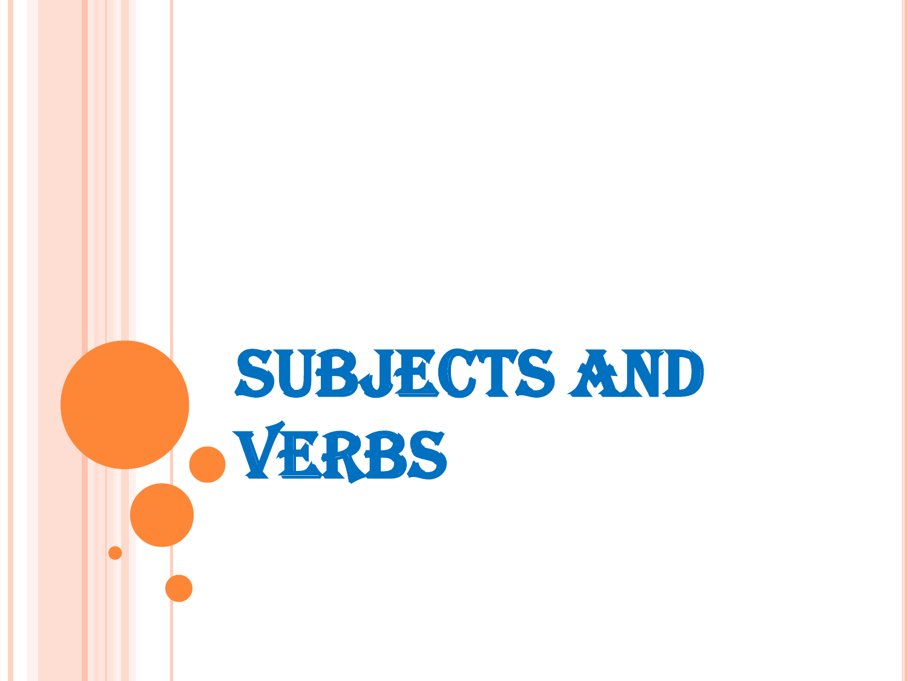# SUBJECTS AND VERBS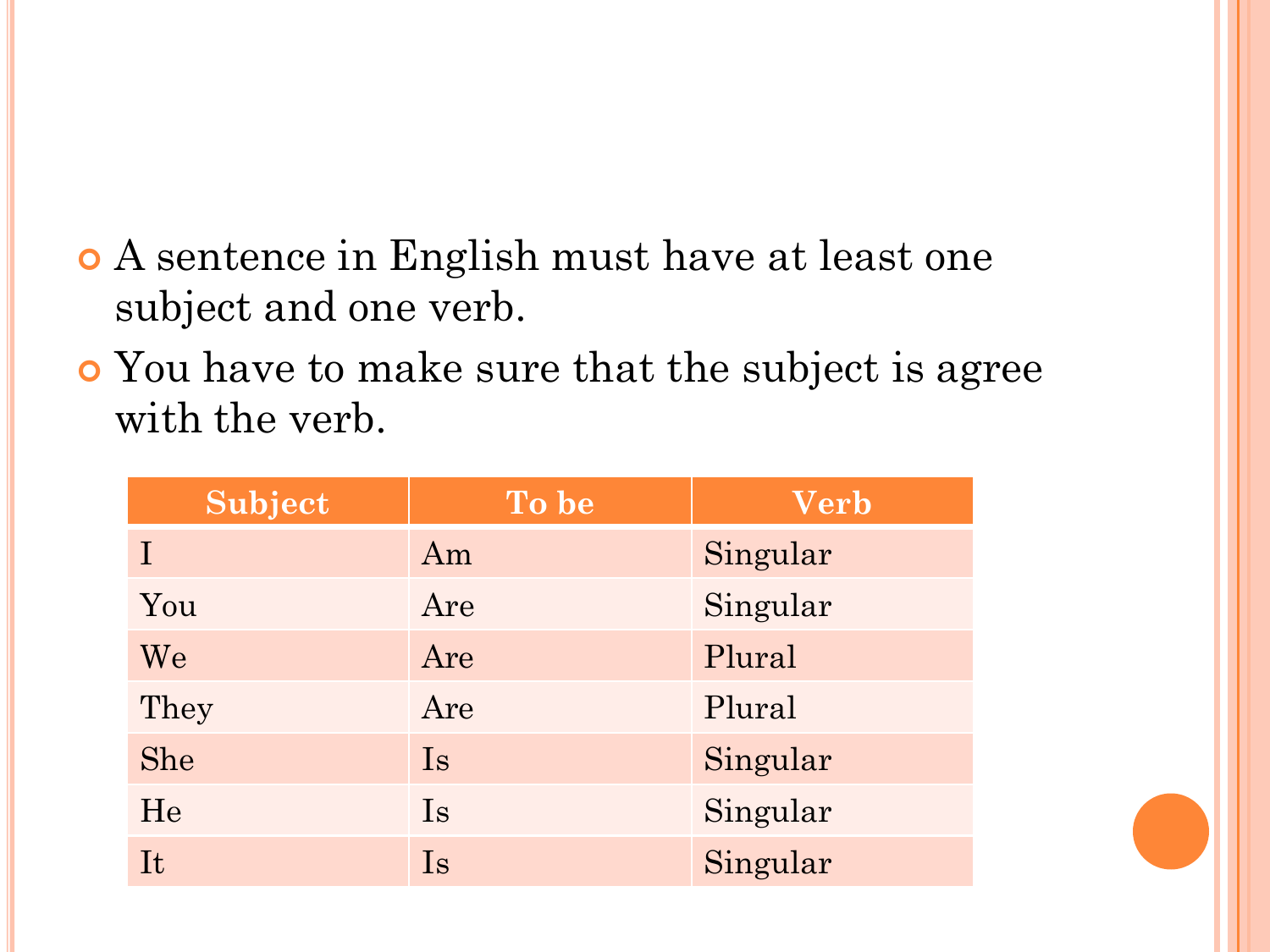- A sentence in English must have at least one subject and one verb.
- You have to make sure that the subject is agree with the verb.

| Subject | To be | Verb |
| --- | --- | --- |
| I | Am | Singular |
| You | Are | Singular |
| We | Are | Plural |
| They | Are | Plural |
| She | Is | Singular |
| He | Is | Singular |
| It | Is | Singular |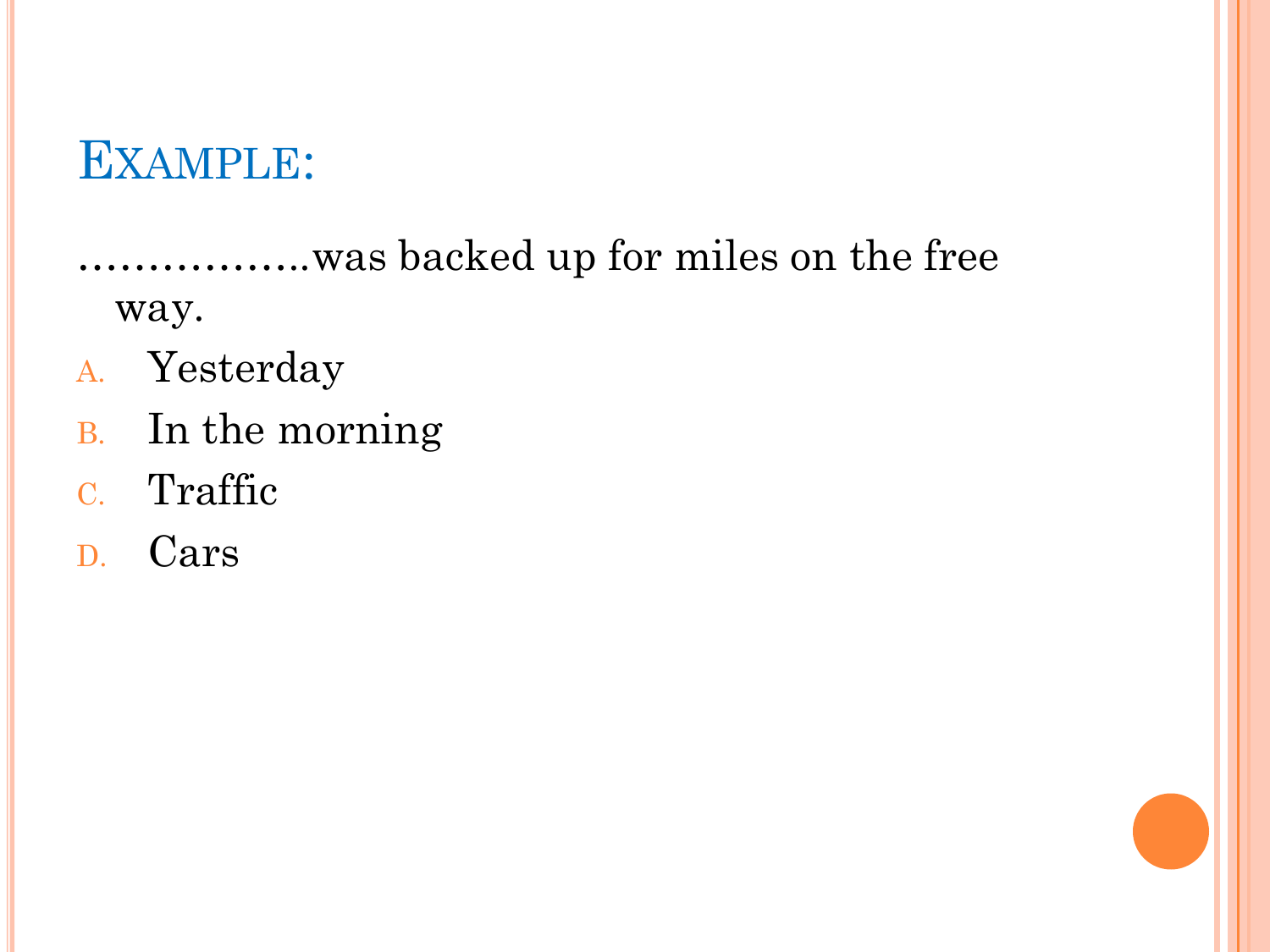# Example:

……………..was backed up for miles on the free way.

A. Yesterday
B. In the morning
C. Traffic
D. Cars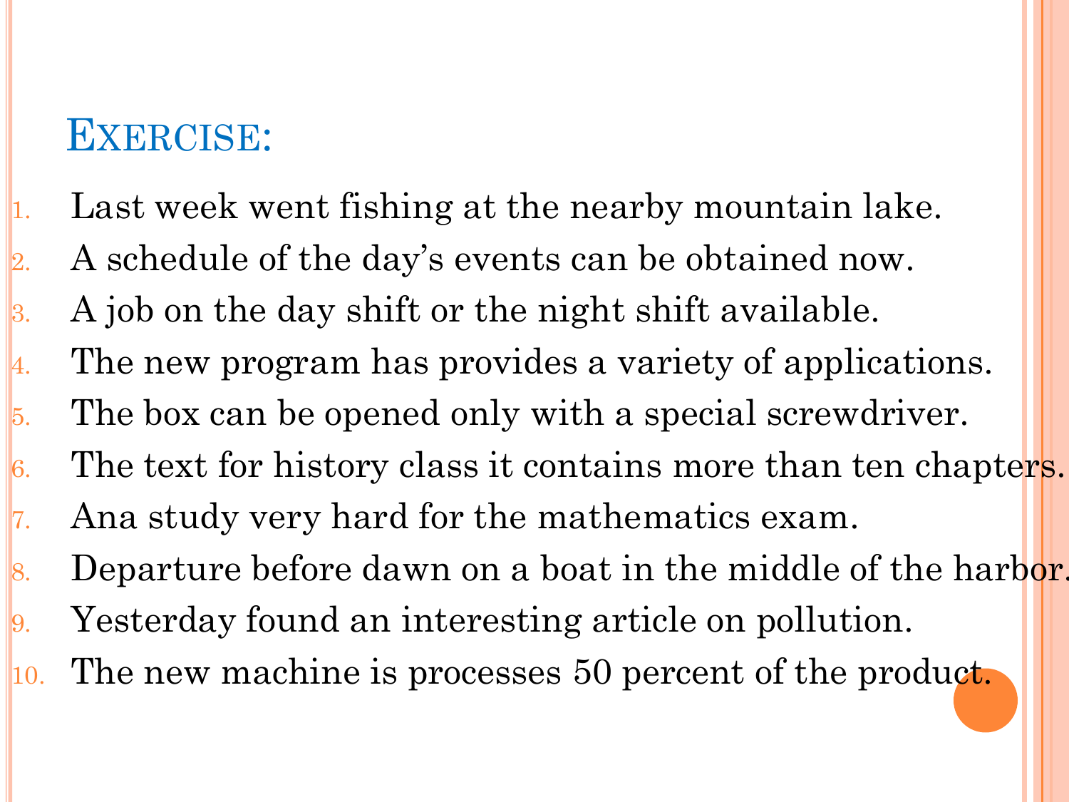## Exercise:

1. Last week went fishing at the nearby mountain lake.
2. A schedule of the day's events can be obtained now.
3. A job on the day shift or the night shift available.
4. The new program has provides a variety of applications.
5. The box can be opened only with a special screwdriver.
6. The text for history class it contains more than ten chapters.
7. Ana study very hard for the mathematics exam.
8. Departure before dawn on a boat in the middle of the harbor.
9. Yesterday found an interesting article on pollution.
10. The new machine is processes 50 percent of the product.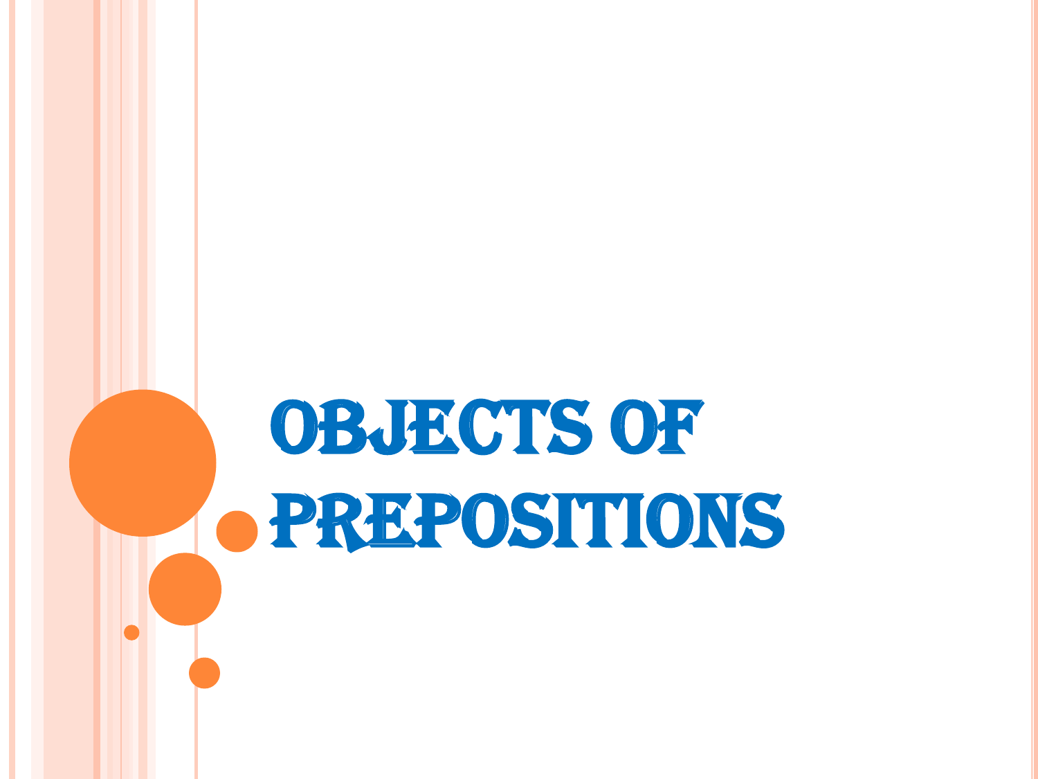# OBJECTS OF PREPOSITIONS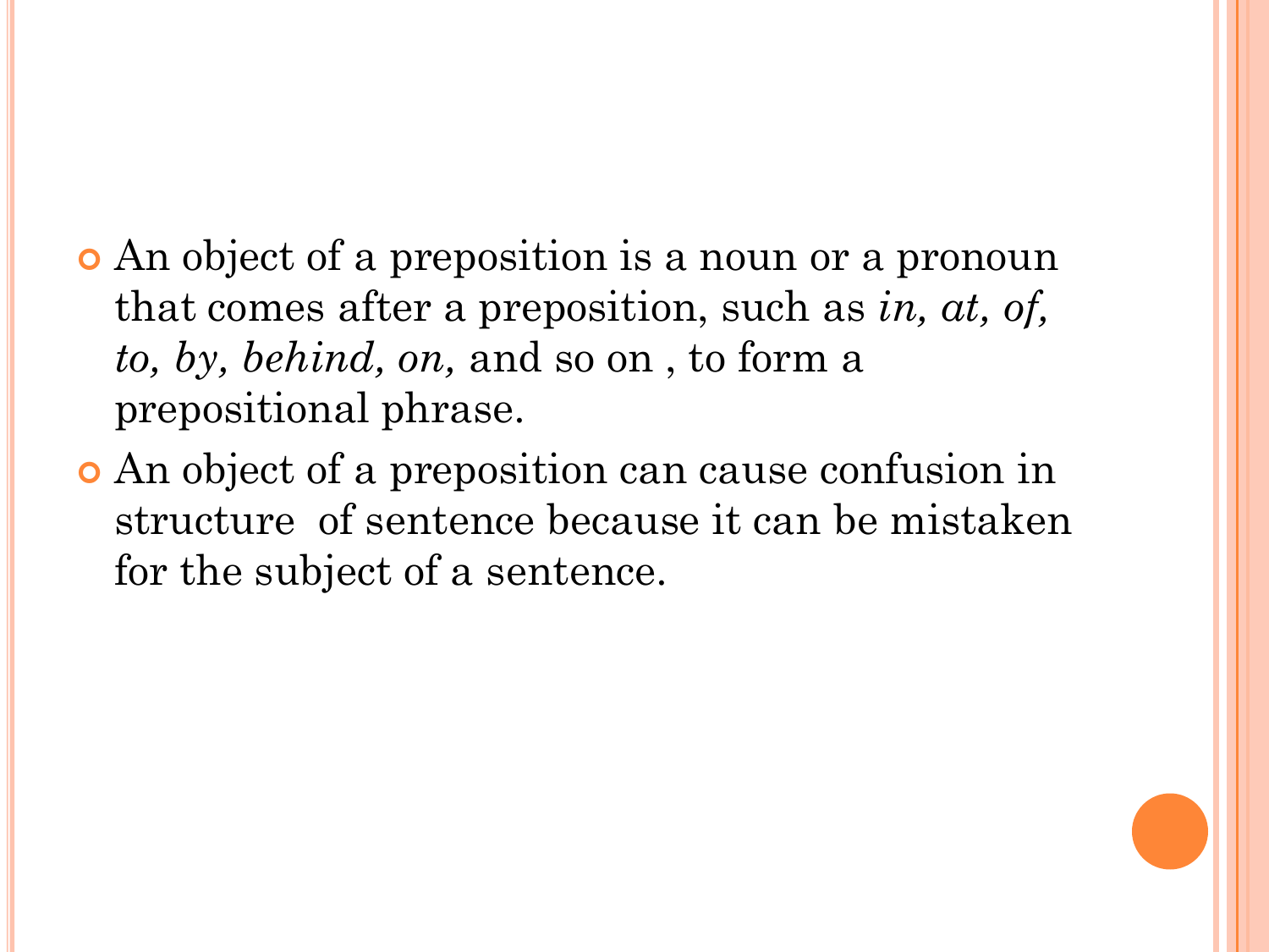- An object of a preposition is a noun or a pronoun that comes after a preposition, such as *in, at, of, to, by, behind, on,* and so on , to form a prepositional phrase.
- An object of a preposition can cause confusion in structure  of sentence because it can be mistaken for the subject of a sentence.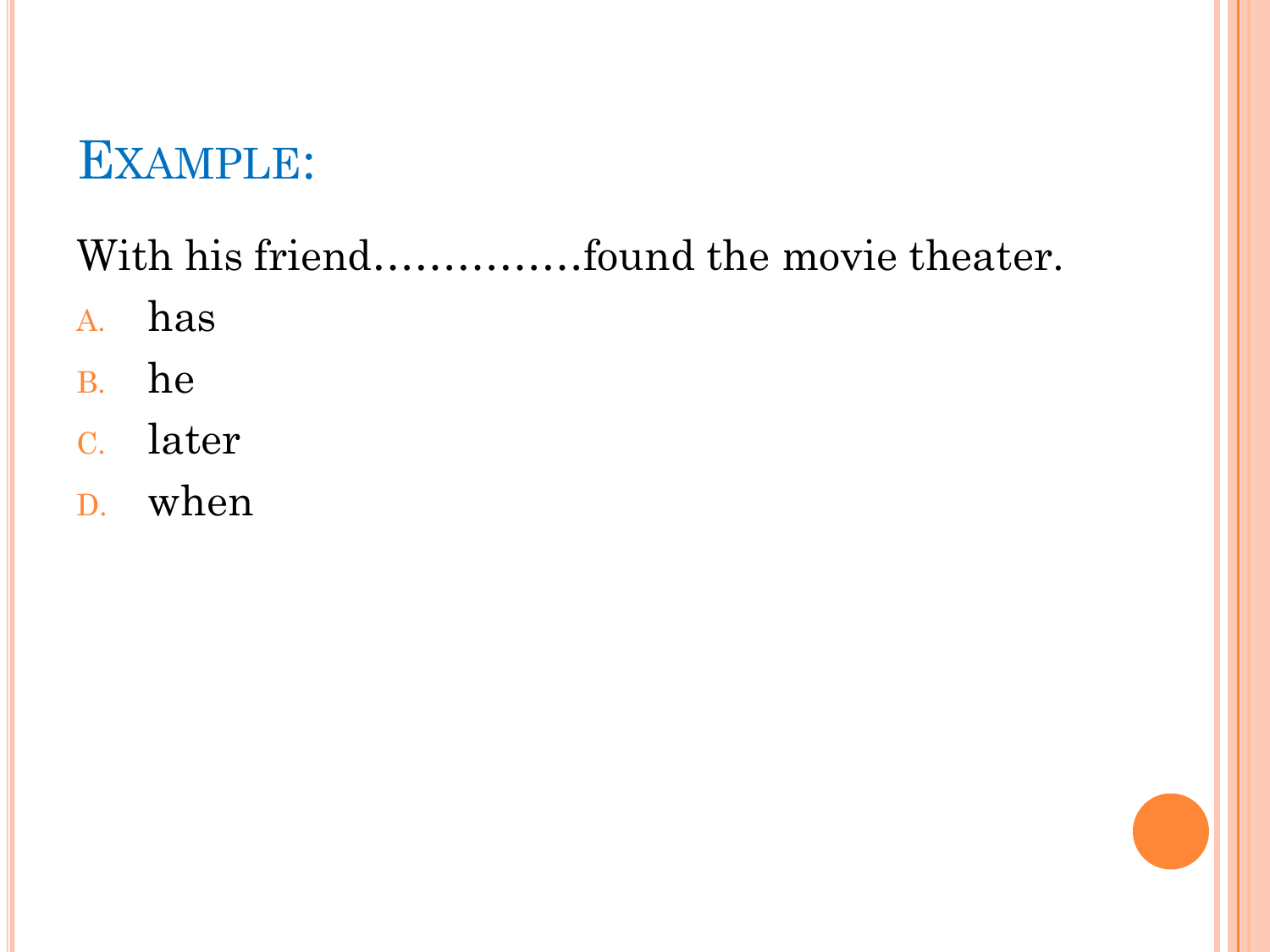# Example:

With his friend……………found the movie theater.

A. has
B. he
C. later
D. when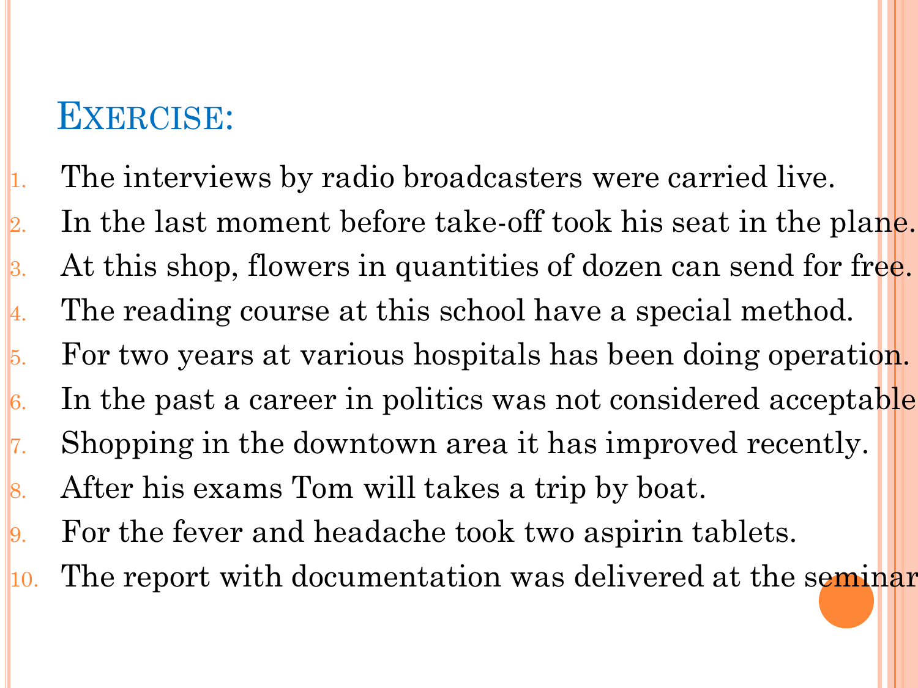## Exercise:

1. The interviews by radio broadcasters were carried live.
2. In the last moment before take-off took his seat in the plane.
3. At this shop, flowers in quantities of dozen can send for free.
4. The reading course at this school have a special method.
5. For two years at various hospitals has been doing operation.
6. In the past a career in politics was not considered acceptable
7. Shopping in the downtown area it has improved recently.
8. After his exams Tom will takes a trip by boat.
9. For the fever and headache took two aspirin tablets.
10. The report with documentation was delivered at the seminar